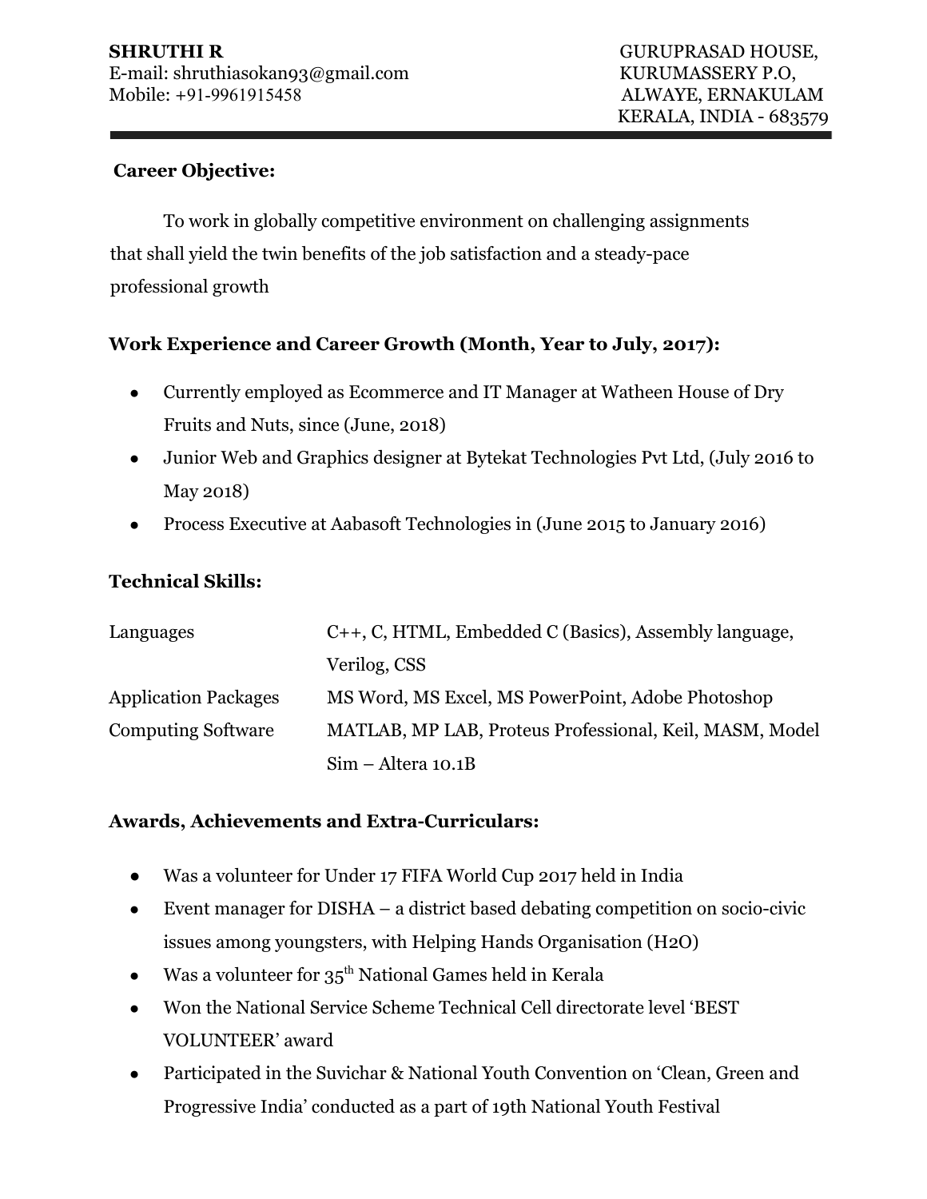**SHRUTHI R**
E-mail: shruthiasokan93@gmail.com
Mobile: +91-9961915458

GURUPRASAD HOUSE,
KURUMASSERY P.O,
ALWAYE, ERNAKULAM
KERALA, INDIA - 683579

---

**Career Objective:**

To work in globally competitive environment on challenging assignments that shall yield the twin benefits of the job satisfaction and a steady-pace professional growth

**Work Experience and Career Growth (Month, Year to July, 2017):**

- Currently employed as Ecommerce and IT Manager at Watheen House of Dry Fruits and Nuts, since (June, 2018)
- Junior Web and Graphics designer at Bytekat Technologies Pvt Ltd, (July 2016 to May 2018)
- Process Executive at Aabasoft Technologies in (June 2015 to January 2016)

**Technical Skills:**

| | |
|---|---|
| Languages | C++, C, HTML, Embedded C (Basics), Assembly language, Verilog, CSS |
| Application Packages | MS Word, MS Excel, MS PowerPoint, Adobe Photoshop |
| Computing Software | MATLAB, MP LAB, Proteus Professional, Keil, MASM, Model Sim – Altera 10.1B |

**Awards, Achievements and Extra-Curriculars:**

- Was a volunteer for Under 17 FIFA World Cup 2017 held in India
- Event manager for DISHA – a district based debating competition on socio-civic issues among youngsters, with Helping Hands Organisation (H2O)
- Was a volunteer for 35th National Games held in Kerala
- Won the National Service Scheme Technical Cell directorate level 'BEST VOLUNTEER' award
- Participated in the Suvichar & National Youth Convention on 'Clean, Green and Progressive India' conducted as a part of 19th National Youth Festival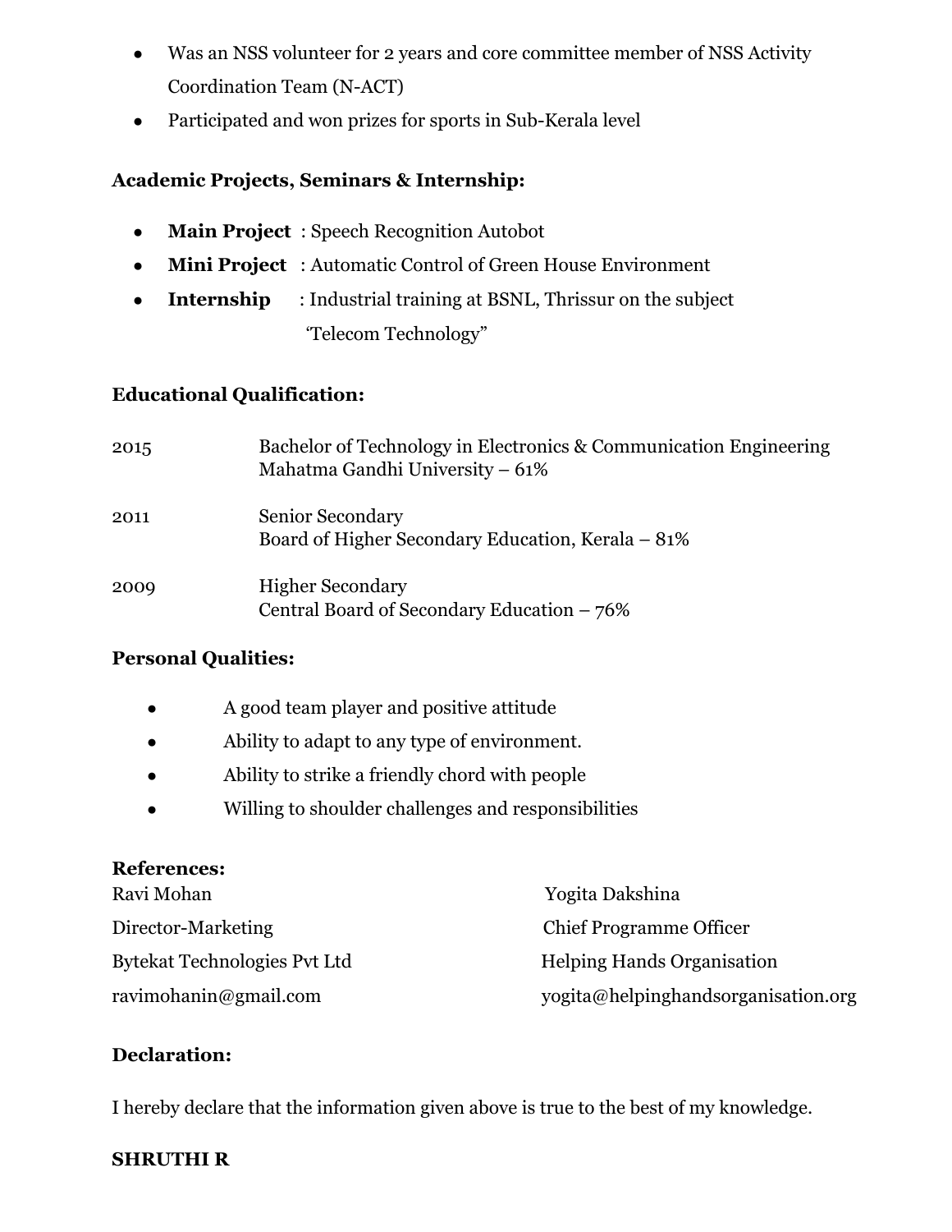- Was an NSS volunteer for 2 years and core committee member of NSS Activity Coordination Team (N-ACT)
- Participated and won prizes for sports in Sub-Kerala level

**Academic Projects, Seminars & Internship:**

- **Main Project** : Speech Recognition Autobot
- **Mini Project** : Automatic Control of Green House Environment
- **Internship** : Industrial training at BSNL, Thrissur on the subject 'Telecom Technology"

**Educational Qualification:**

| | |
|---|---|
| 2015 | Bachelor of Technology in Electronics & Communication Engineering<br>Mahatma Gandhi University – 61% |
| 2011 | Senior Secondary<br>Board of Higher Secondary Education, Kerala – 81% |
| 2009 | Higher Secondary<br>Central Board of Secondary Education – 76% |

**Personal Qualities:**

- A good team player and positive attitude
- Ability to adapt to any type of environment.
- Ability to strike a friendly chord with people
- Willing to shoulder challenges and responsibilities

**References:**

Ravi Mohan
Director-Marketing
Bytekat Technologies Pvt Ltd
ravimohanin@gmail.com

Yogita Dakshina
Chief Programme Officer
Helping Hands Organisation
yogita@helpinghandsorganisation.org

**Declaration:**

I hereby declare that the information given above is true to the best of my knowledge.

**SHRUTHI R**